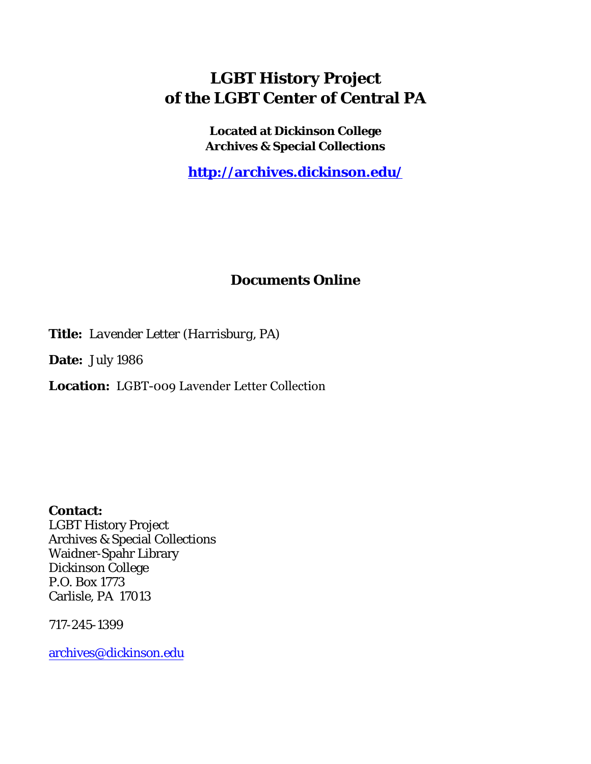# LGBT History Project of the LGBT Center of Central PA

**Located at Dickinson College Archives & Special Collections**

**http://archives.dickinson.edu/**

## Documents Online

**Title:** *Lavender Letter (Harrisburg, PA)*

**Date:** July 1986

**Location:** LGBT-009 Lavender Letter Collection

**Contact:**
LGBT History Project
Archives & Special Collections
Waidner-Spahr Library
Dickinson College
P.O. Box 1773
Carlisle, PA 17013

717-245-1399

archives@dickinson.edu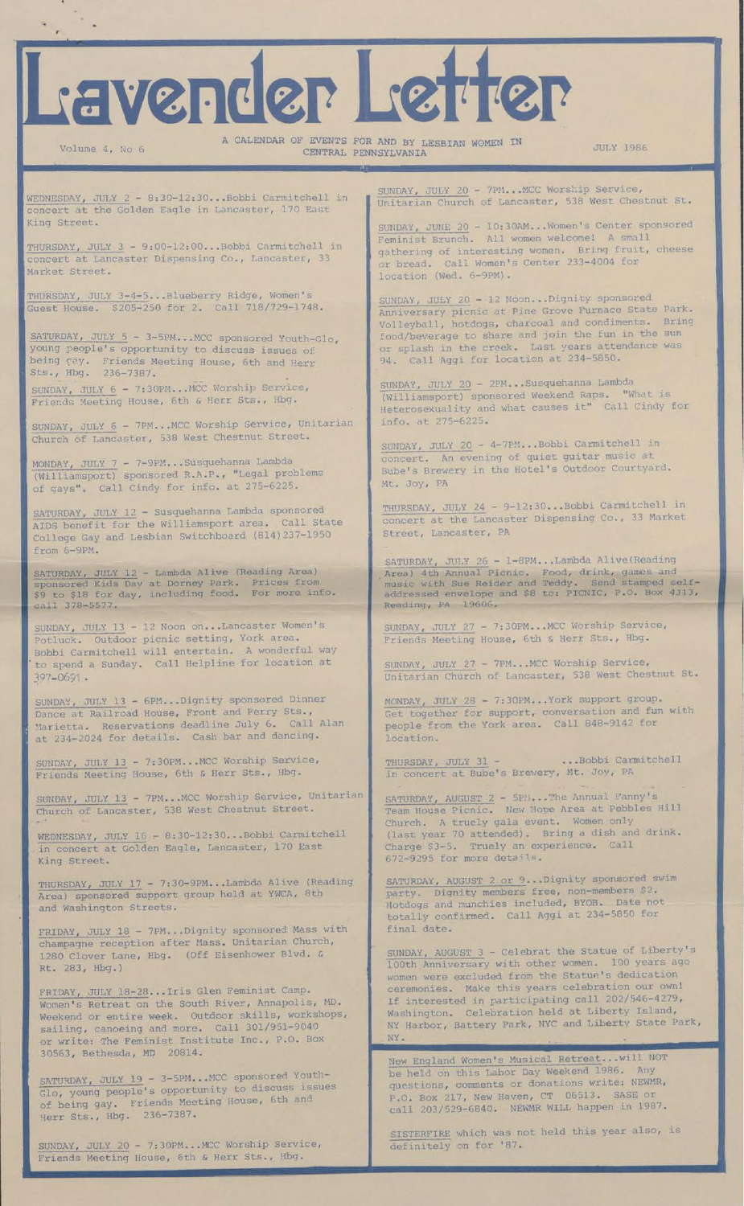# Lavender Letter

Volume 4, No 6

A CALENDAR OF EVENTS FOR AND BY LESBIAN WOMEN IN CENTRAL PENNSYLVANIA

JULY 1986

WEDNESDAY, JULY 2 - 8:30-12:30...Bobbi Carmitchell in concert at the Golden Eagle in Lancaster, 170 East King Street.

THURSDAY, JULY 3 - 9:00-12:00...Bobbi Carmitchell in concert at Lancaster Dispensing Co., Lancaster, 33 Market Street.

THURSDAY, JULY 3-4-5...Blueberry Ridge, Women's Guest House. $205-250 for 2. Call 718/729-1748.

SATURDAY, JULY 5 - 3-5PM...MCC sponsored Youth-Glo, young people's opportunity to discuss issues of being gay. Friends Meeting House, 6th and Herr Sts., Hbg. 236-7387.

SUNDAY, JULY 6 - 7:30PM...MCC Worship Service, Friends Meeting House, 6th & Herr Sts., Hbg.

SUNDAY, JULY 6 - 7PM...MCC Worship Service, Unitarian Church of Lancaster, 538 West Chestnut Street.

MONDAY, JULY 7 - 7-9PM...Susquehanna Lambda (Williamsport) sponsored R.A.P., "Legal problems of gays". Call Cindy for info. at 275-6225.

SATURDAY, JULY 12 - Susquehanna Lambda sponsored AIDS benefit for the Williamsport area. Call State College Gay and Lesbian Switchboard (814)237-1950 from 6-9PM.

SATURDAY, JULY 12 - Lambda Alive (Reading Area) sponsored Kids Day at Dorney Park. Prices from $9 to $18 for day, including food. For more info. call 378-5577.

SUNDAY, JULY 13 - 12 Noon on...Lancaster Women's Potluck. Outdoor picnic setting, York area. Bobbi Carmitchell will entertain. A wonderful way to spend a Sunday. Call Helpline for location at 397-0691.

SUNDAY, JULY 13 - 6PM...Dignity sponsored Dinner Dance at Railroad House, Front and Perry Sts., Marietta. Reservations deadline July 6. Call Alan at 234-2024 for details. Cash bar and dancing.

SUNDAY, JULY 13 - 7:30PM...MCC Worship Service, Friends Meeting House, 6th & Herr Sts., Hbg.

SUNDAY, JULY 13 - 7PM...MCC Worship Service, Unitarian Church of Lancaster, 538 West Chestnut Street.

WEDNESDAY, JULY 16 - 8:30-12:30...Bobbi Carmitchell in concert at Golden Eagle, Lancaster, 170 East King Street.

THURSDAY, JULY 17 - 7:30-9PM...Lambda Alive (Reading Area) sponsored support group held at YWCA, 8th and Washington Streets.

FRIDAY, JULY 18 - 7PM...Dignity sponsored Mass with champagne reception after Mass. Unitarian Church, 1280 Clover Lane, Hbg. (Off Eisenhower Blvd. & Rt. 283, Hbg.)

FRIDAY, JULY 18-28...Iris Glen Feminist Camp. Women's Retreat on the South River, Annapolis, MD. Weekend or entire week. Outdoor skills, workshops, sailing, canoeing and more. Call 301/951-9040 or write: The Feminist Institute Inc., P.O. Box 30563, Bethesda, MD 20814.

SATURDAY, JULY 19 - 3-5PM...MCC sponsored Youth-Glo, young people's opportunity to discuss issues of being gay. Friends Meeting House, 6th and Herr Sts., Hbg. 236-7387.

SUNDAY, JULY 20 - 7:30PM...MCC Worship Service, Friends Meeting House, 6th & Herr Sts., Hbg.

SUNDAY, JULY 20 - 7PM...MCC Worship Service, Unitarian Church of Lancaster, 538 West Chestnut St.

SUNDAY, JUNE 20 - 10:30AM...Women's Center sponsored Feminist Brunch. All women welcome! A small gathering of interesting women. Bring fruit, cheese or bread. Call Women's Center 233-4004 for location (Wed. 6-9PM).

SUNDAY, JULY 20 - 12 Noon...Dignity sponsored Anniversary picnic at Pine Grove Furnace State Park. Volleyball, hotdogs, charcoal and condiments. Bring food/beverage to share and join the fun in the sun or splash in the creek. Last years attendance was 94. Call Aggi for location at 234-5850.

SUNDAY, JULY 20 - 2PM...Susquehanna Lambda (Williamsport) sponsored Weekend Raps. "What is Heterosexuality and what causes it" Call Cindy for info. at 275-6225.

SUNDAY, JULY 20 - 4-7PM...Bobbi Carmitchell in concert. An evening of quiet guitar music at Bube's Brewery in the Hotel's Outdoor Courtyard. Mt. Joy, PA

THURSDAY, JULY 24 - 9-12:30...Bobbi Carmitchell in concert at the Lancaster Dispensing Co., 33 Market Street, Lancaster, PA

SATURDAY, JULY 26 - 1-8PM...Lambda Alive(Reading Area) 4th Annual Picnic. Food, drink, games and music with Sue Reider and Teddy. Send stamped self-addressed envelope and $8 to: PICNIC, P.O. Box 4313, Reading, PA 19606.

SUNDAY, JULY 27 - 7:30PM...MCC Worship Service, Friends Meeting House, 6th & Herr Sts., Hbg.

SUNDAY, JULY 27 - 7PM...MCC Worship Service, Unitarian Church of Lancaster, 538 West Chestnut St.

MONDAY, JULY 28 - 7:30PM...York support group. Get together for support, conversation and fun with people from the York area. Call 848-9142 for location.

THURSDAY, JULY 31 - ...Bobbi Carmitchell in concert at Bube's Brewery, Mt. Joy, PA

SATURDAY, AUGUST 2 - 5PM...The Annual Fanny's Team House Picnic. New Hope Area at Pebbles Hill Church. A truely gala event. Women only (last year 70 attended). Bring a dish and drink. Charge $3-5. Truely an experience. Call 672-9295 for more details.

SATURDAY, AUGUST 2 or 9...Dignity sponsored swim party. Dignity members free, non-members $2. Hotdogs and munchies included, BYOB. Date not totally confirmed. Call Aggi at 234-5850 for final date.

SUNDAY, AUGUST 3 - Celebrat the Statue of Liberty's 100th Anniversary with other women. 100 years ago women were excluded from the Statue's dedication ceremonies. Make this years celebration our own! If interested in participating call 202/546-4279, Washington. Celebration held at Liberty Island, NY Harbor, Battery Park, NYC and Liberty State Park, NY.

New England Women's Musical Retreat...will NOT be held on this Labor Day Weekend 1986. Any questions, comments or donations write: NEWMR, P.O. Box 217, New Haven, CT 06513. SASE or call 203/529-6840. NEWMR WILL happen in 1987.

SISTERFIRE which was not held this year also, is definitely on for '87.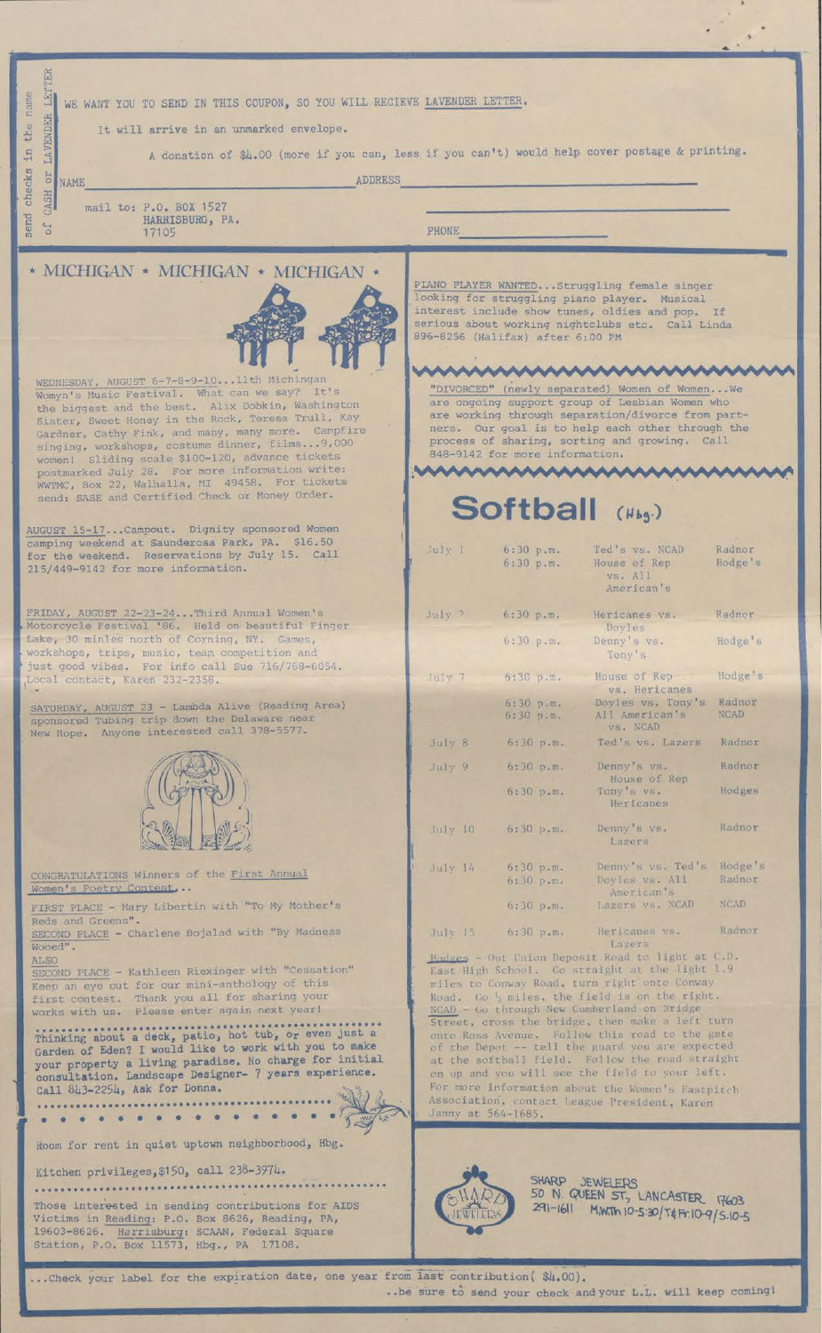send checks in the name of CASH or LAVENDER LETTER

WE WANT YOU TO SEND IN THIS COUPON, SO YOU WILL RECIEVE LAVENDER LETTER.

It will arrive in an unmarked envelope.

A donation of $4.00 (more if you can, less if you can't) would help cover postage & printing.

NAME ______________________ ADDRESS ______________________

mail to: P.O. BOX 1527
HARRISBURG, PA.
17105

PHONE ______________

## * MICHIGAN * MICHIGAN * MICHIGAN *

WEDNESDAY, AUGUST 6-7-8-9-10...11th Michingan Womyn's Music Festival. What can we say? It's the biggest and the best. Alix Dobkin, Washington Sister, Sweet Honey in the Rock, Teresa Trull, Kay Gardner, Cathy Fink, and many, many more. Campfire singing, workshops, costume dinner, films...9,000 women! Sliding scale $100-120, advance tickets postmarked July 28. For more information write: WWMC, Box 22, Walhalla, MI 49458. For tickets send: SASE and Certified Check or Money Order.

AUGUST 15-17...Campout. Dignity sponsored Women camping weekend at Saunderosa Park, PA. $16.50 for the weekend. Reservations by July 15. Call 215/449-9142 for more information.

FRIDAY, AUGUST 22-23-24...Third Annual Women's Motorcycle Festival '86. Held on beautiful Finger Lake, 30 minles north of Corning, NY. Games, workshops, trips, music, team competition and just good vibes. For info call Sue 716/768-6054. Local contact, Karen 232-2358.

SATURDAY, AUGUST 23 - Lambda Alive (Reading Area) sponsored Tubing trip down the Delaware near New Hope. Anyone interested call 378-5577.

CONGRATULATIONS Winners of the First Annual Women's Poetry Contest...

FIRST PLACE - Mary Libertin with "To My Mother's Reds and Greens".
SECOND PLACE - Charlene Bojalad with "By Madness Wooed".
ALSO
SECOND PLACE - Kathleen Riexinger with "Cessation"
Keep an eye out for our mini-anthology of this first contest. Thank you all for sharing your works with us. Please enter again next year!

Thinking about a deck, patio, hot tub, or even just a Garden of Eden? I would like to work with you to make your property a living paradise. No charge for initial consultation. Landscape Designer- 7 years experience. Call 843-2254, Ask for Donna.

Room for rent in quiet uptown neighborhood, Hbg.

Kitchen privileges, $150, call 238-3974.

Those interested in sending contributions for AIDS Victims in Reading: P.O. Box 8626, Reading, PA, 19603-8626. Harrisburg: SCAAN, Federal Square Station, P.O. Box 11573, Hbg., PA 17108.

PIANO PLAYER WANTED...Struggling female singer looking for struggling piano player. Musical interest include show tunes, oldies and pop. If serious about working nightclubs etc. Call Linda 896-8256 (Halifax) after 6:00 PM

"DIVORCED" (newly separated) Women of Women...We are ongoing support group of Lesbian Women who are working through separation/divorce from partners. Our goal is to help each other through the process of sharing, sorting and growing. Call 848-9142 for more information.

## Softball (Hbg.)

| | | | |
|---|---|---|---|
| July 1 | 6:30 p.m. | Ted's vs. NCAD | Radnor |
| | 6:30 p.m. | House of Rep vs. All American's | Hodge's |
| July 2 | 6:30 p.m. | Hericanes vs. Doyles | Radnor |
| | 6:30 p.m. | Denny's vs. Tony's | Hodge's |
| July 7 | 6:30 p.m. | House of Rep vs. Hericanes | Hodge's |
| | 6:30 p.m. | Doyles vs. Tony's | Radnor |
| | 6:30 p.m. | All American's vs. NCAD | NCAD |
| July 8 | 6:30 p.m. | Ted's vs. Lazers | Radnor |
| July 9 | 6:30 p.m. | Denny's vs. House of Rep | Radnor |
| | 6:30 p.m. | Tony's vs. Hericanes | Hodges |
| July 10 | 6:30 p.m. | Denny's vs. Lazers | Radnor |
| July 14 | 6:30 p.m. | Denny's vs. Ted's | Hodge's |
| | 6:30 p.m. | Doyles vs. All American's | Radnor |
| | 6:30 p.m. | Lazers vs. NCAD | NCAD |
| July 15 | 6:30 p.m. | Hericanes vs. Lazers | Radnor |

Hodges - Out Union Deposit Road to light at C.D. East High School. Go straight at the light 1.9 miles to Conway Road, turn right onto Conway Road. Go ½ miles, the field is on the right.
NCAD - Go through New Cumberland on Bridge Street, cross the bridge, then make a left turn onto Ross Avenue. Follow this road to the gate of the Depot -- tell the guard you are expected at the softball field. Follow the road straight on up and you will see the field to your left.
For more information about the Women's Fastpitch Association, contact League President, Karen Janny at 564-1685.

SHARP JEWELERS
50 N. QUEEN ST, LANCASTER 17603
291-1611 M.W.Th 10-5:30/T&F: 10-9/S. 10-5

...Check your label for the expiration date, one year from last contribution( $4.00).
..be sure to send your check and your L.L. will keep coming!